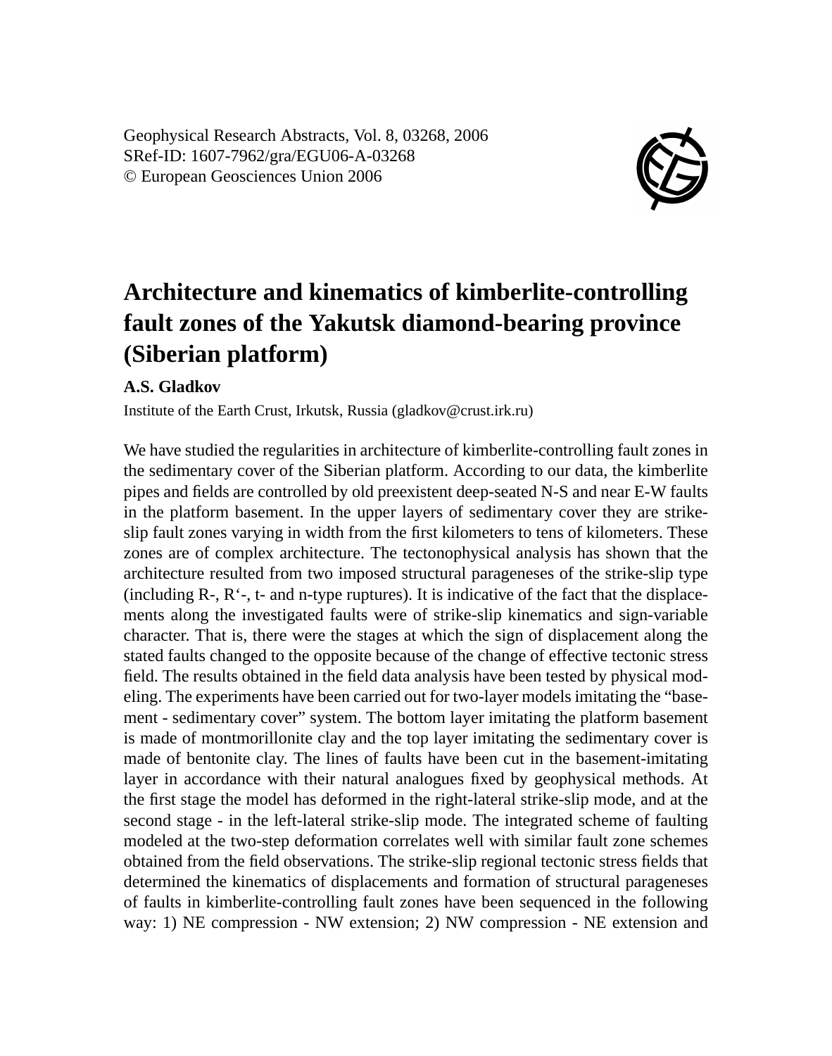Geophysical Research Abstracts, Vol. 8, 03268, 2006
SRef-ID: 1607-7962/gra/EGU06-A-03268
© European Geosciences Union 2006

# Architecture and kinematics of kimberlite-controlling fault zones of the Yakutsk diamond-bearing province (Siberian platform)

**A.S. Gladkov**

Institute of the Earth Crust, Irkutsk, Russia (gladkov@crust.irk.ru)

We have studied the regularities in architecture of kimberlite-controlling fault zones in the sedimentary cover of the Siberian platform. According to our data, the kimberlite pipes and fields are controlled by old preexistent deep-seated N-S and near E-W faults in the platform basement. In the upper layers of sedimentary cover they are strike-slip fault zones varying in width from the first kilometers to tens of kilometers. These zones are of complex architecture. The tectonophysical analysis has shown that the architecture resulted from two imposed structural parageneses of the strike-slip type (including R-, R'-, t- and n-type ruptures). It is indicative of the fact that the displacements along the investigated faults were of strike-slip kinematics and sign-variable character. That is, there were the stages at which the sign of displacement along the stated faults changed to the opposite because of the change of effective tectonic stress field. The results obtained in the field data analysis have been tested by physical modeling. The experiments have been carried out for two-layer models imitating the "basement - sedimentary cover" system. The bottom layer imitating the platform basement is made of montmorillonite clay and the top layer imitating the sedimentary cover is made of bentonite clay. The lines of faults have been cut in the basement-imitating layer in accordance with their natural analogues fixed by geophysical methods. At the first stage the model has deformed in the right-lateral strike-slip mode, and at the second stage - in the left-lateral strike-slip mode. The integrated scheme of faulting modeled at the two-step deformation correlates well with similar fault zone schemes obtained from the field observations. The strike-slip regional tectonic stress fields that determined the kinematics of displacements and formation of structural parageneses of faults in kimberlite-controlling fault zones have been sequenced in the following way: 1) NE compression - NW extension; 2) NW compression - NE extension and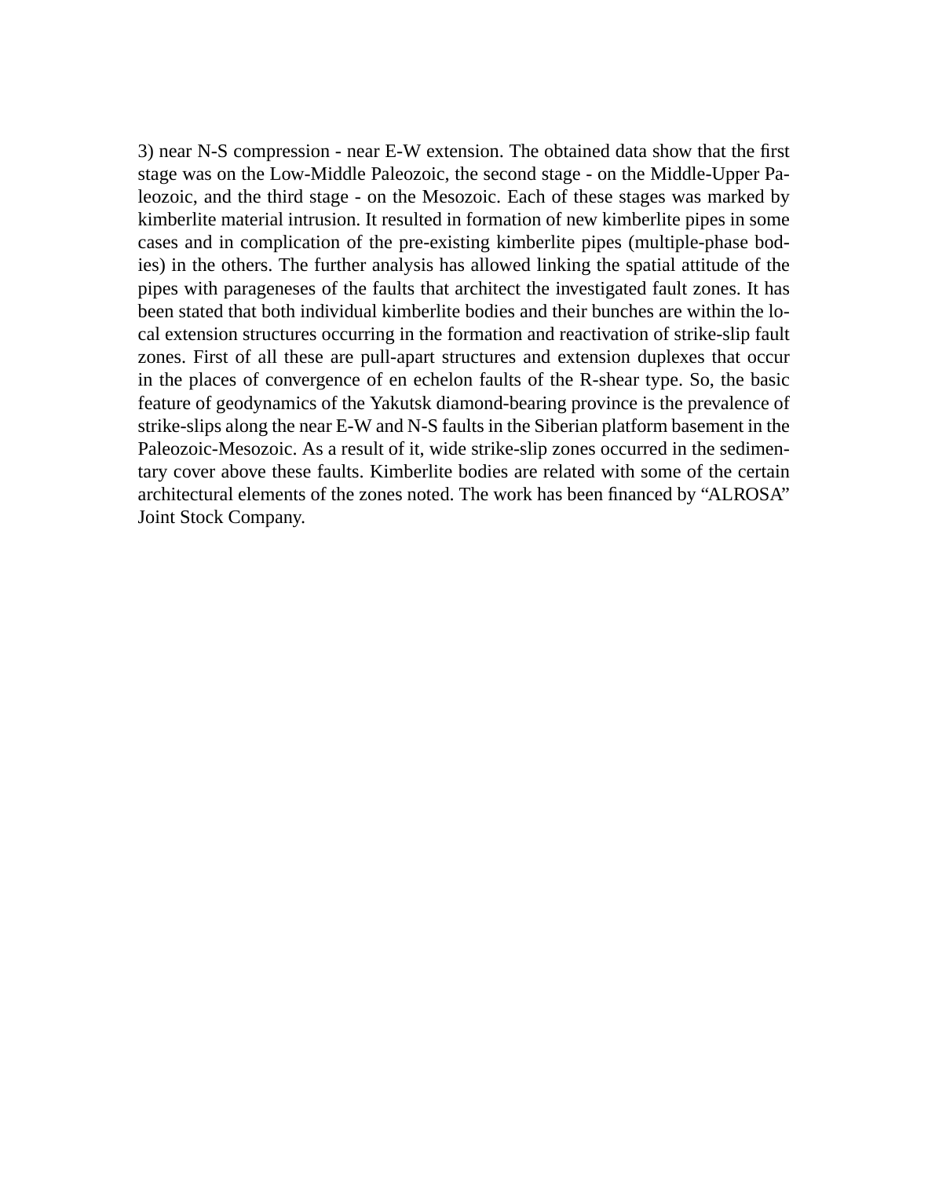3) near N-S compression - near E-W extension. The obtained data show that the first stage was on the Low-Middle Paleozoic, the second stage - on the Middle-Upper Paleozoic, and the third stage - on the Mesozoic. Each of these stages was marked by kimberlite material intrusion. It resulted in formation of new kimberlite pipes in some cases and in complication of the pre-existing kimberlite pipes (multiple-phase bodies) in the others. The further analysis has allowed linking the spatial attitude of the pipes with parageneses of the faults that architect the investigated fault zones. It has been stated that both individual kimberlite bodies and their bunches are within the local extension structures occurring in the formation and reactivation of strike-slip fault zones. First of all these are pull-apart structures and extension duplexes that occur in the places of convergence of en echelon faults of the R-shear type. So, the basic feature of geodynamics of the Yakutsk diamond-bearing province is the prevalence of strike-slips along the near E-W and N-S faults in the Siberian platform basement in the Paleozoic-Mesozoic. As a result of it, wide strike-slip zones occurred in the sedimentary cover above these faults. Kimberlite bodies are related with some of the certain architectural elements of the zones noted. The work has been financed by "ALROSA" Joint Stock Company.